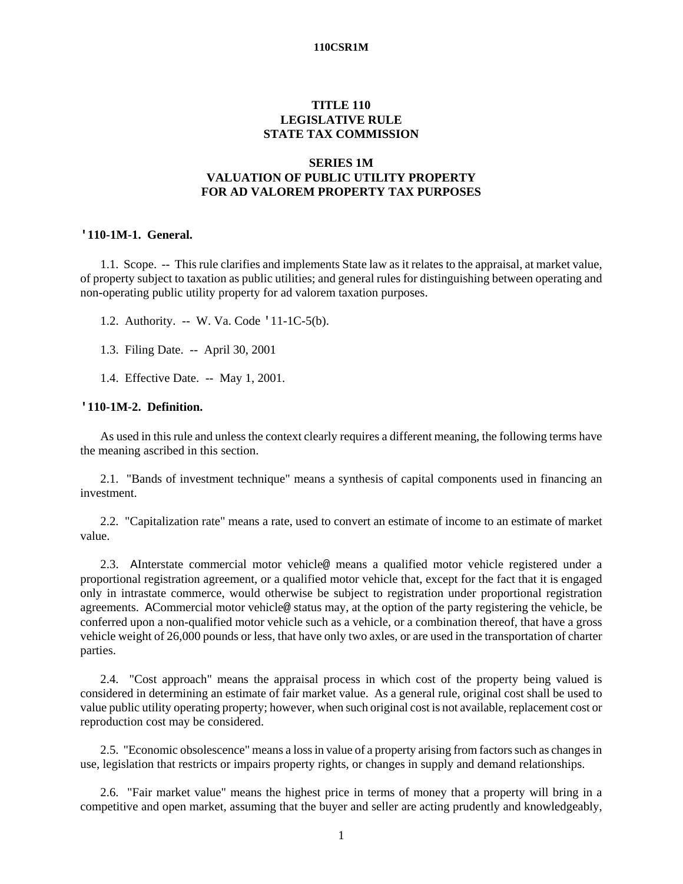# TITLE 110
# LEGISLATIVE RULE
# STATE TAX COMMISSION

## SERIES 1M
## VALUATION OF PUBLIC UTILITY PROPERTY FOR AD VALOREM PROPERTY TAX PURPOSES

### '110-1M-1. General.

1.1. Scope. -- This rule clarifies and implements State law as it relates to the appraisal, at market value, of property subject to taxation as public utilities; and general rules for distinguishing between operating and non-operating public utility property for ad valorem taxation purposes.

1.2. Authority. -- W. Va. Code '11-1C-5(b).

1.3. Filing Date. -- April 30, 2001

1.4. Effective Date. -- May 1, 2001.

### '110-1M-2. Definition.

As used in this rule and unless the context clearly requires a different meaning, the following terms have the meaning ascribed in this section.

2.1. "Bands of investment technique" means a synthesis of capital components used in financing an investment.

2.2. "Capitalization rate" means a rate, used to convert an estimate of income to an estimate of market value.

2.3. AInterstate commercial motor vehicle@ means a qualified motor vehicle registered under a proportional registration agreement, or a qualified motor vehicle that, except for the fact that it is engaged only in intrastate commerce, would otherwise be subject to registration under proportional registration agreements. ACommercial motor vehicle@ status may, at the option of the party registering the vehicle, be conferred upon a non-qualified motor vehicle such as a vehicle, or a combination thereof, that have a gross vehicle weight of 26,000 pounds or less, that have only two axles, or are used in the transportation of charter parties.

2.4. "Cost approach" means the appraisal process in which cost of the property being valued is considered in determining an estimate of fair market value. As a general rule, original cost shall be used to value public utility operating property; however, when such original cost is not available, replacement cost or reproduction cost may be considered.

2.5. "Economic obsolescence" means a loss in value of a property arising from factors such as changes in use, legislation that restricts or impairs property rights, or changes in supply and demand relationships.

2.6. "Fair market value" means the highest price in terms of money that a property will bring in a competitive and open market, assuming that the buyer and seller are acting prudently and knowledgeably,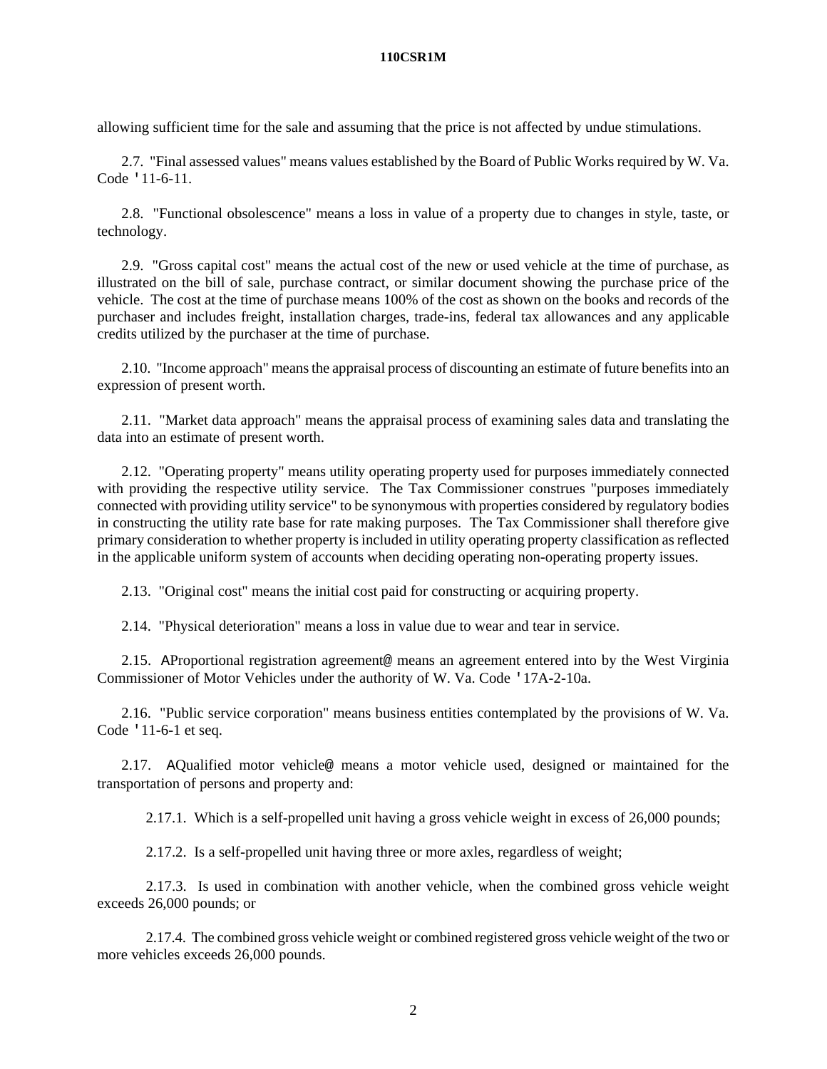allowing sufficient time for the sale and assuming that the price is not affected by undue stimulations.

2.7. "Final assessed values" means values established by the Board of Public Works required by W. Va. Code '11-6-11.

2.8. "Functional obsolescence" means a loss in value of a property due to changes in style, taste, or technology.

2.9. "Gross capital cost" means the actual cost of the new or used vehicle at the time of purchase, as illustrated on the bill of sale, purchase contract, or similar document showing the purchase price of the vehicle. The cost at the time of purchase means 100% of the cost as shown on the books and records of the purchaser and includes freight, installation charges, trade-ins, federal tax allowances and any applicable credits utilized by the purchaser at the time of purchase.

2.10. "Income approach" means the appraisal process of discounting an estimate of future benefits into an expression of present worth.

2.11. "Market data approach" means the appraisal process of examining sales data and translating the data into an estimate of present worth.

2.12. "Operating property" means utility operating property used for purposes immediately connected with providing the respective utility service. The Tax Commissioner construes "purposes immediately connected with providing utility service" to be synonymous with properties considered by regulatory bodies in constructing the utility rate base for rate making purposes. The Tax Commissioner shall therefore give primary consideration to whether property is included in utility operating property classification as reflected in the applicable uniform system of accounts when deciding operating non-operating property issues.

2.13. "Original cost" means the initial cost paid for constructing or acquiring property.

2.14. "Physical deterioration" means a loss in value due to wear and tear in service.

2.15. AProportional registration agreement@ means an agreement entered into by the West Virginia Commissioner of Motor Vehicles under the authority of W. Va. Code '17A-2-10a.

2.16. "Public service corporation" means business entities contemplated by the provisions of W. Va. Code '11-6-1 et seq.

2.17. AQualified motor vehicle@ means a motor vehicle used, designed or maintained for the transportation of persons and property and:

2.17.1. Which is a self-propelled unit having a gross vehicle weight in excess of 26,000 pounds;

2.17.2. Is a self-propelled unit having three or more axles, regardless of weight;

2.17.3. Is used in combination with another vehicle, when the combined gross vehicle weight exceeds 26,000 pounds; or

2.17.4. The combined gross vehicle weight or combined registered gross vehicle weight of the two or more vehicles exceeds 26,000 pounds.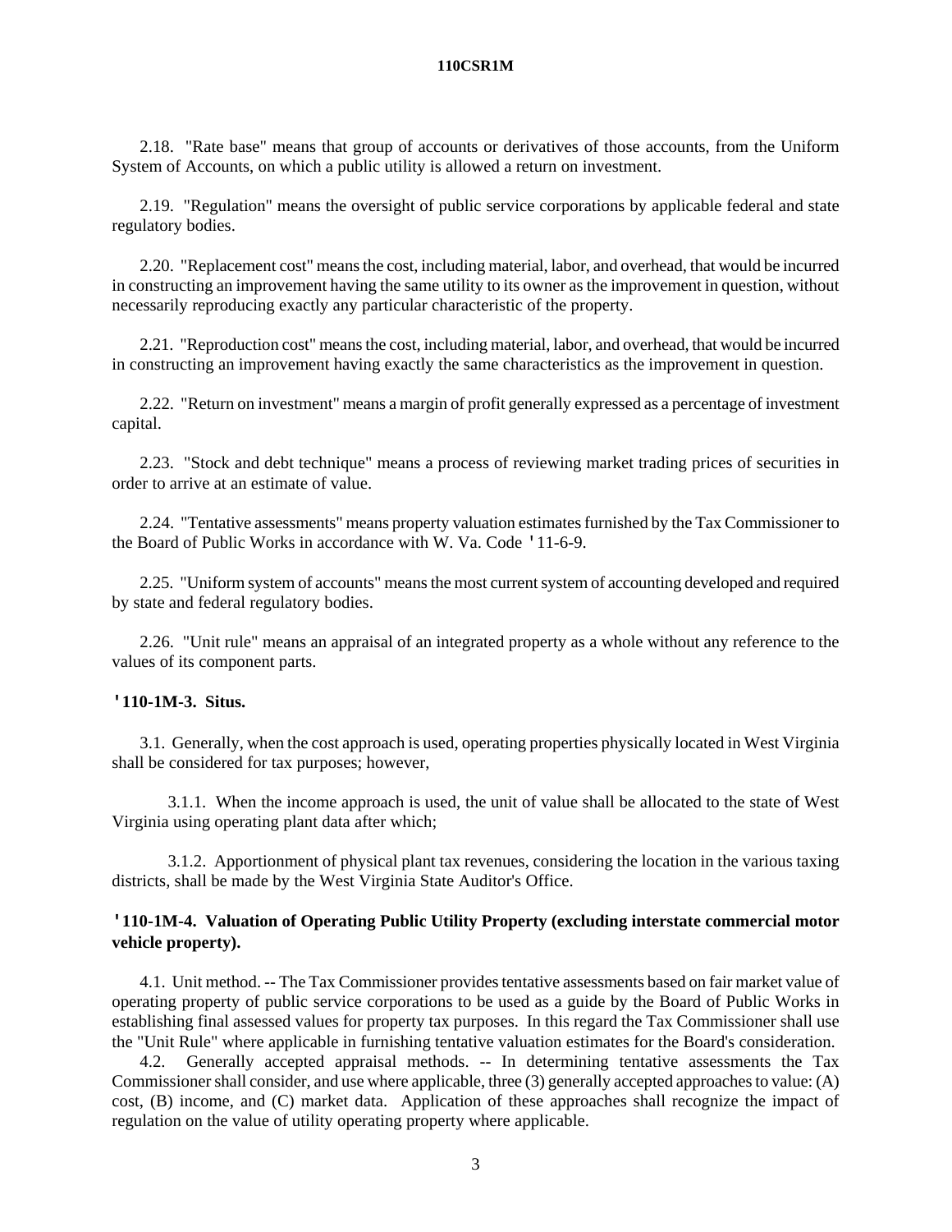2.18. "Rate base" means that group of accounts or derivatives of those accounts, from the Uniform System of Accounts, on which a public utility is allowed a return on investment.

2.19. "Regulation" means the oversight of public service corporations by applicable federal and state regulatory bodies.

2.20. "Replacement cost" means the cost, including material, labor, and overhead, that would be incurred in constructing an improvement having the same utility to its owner as the improvement in question, without necessarily reproducing exactly any particular characteristic of the property.

2.21. "Reproduction cost" means the cost, including material, labor, and overhead, that would be incurred in constructing an improvement having exactly the same characteristics as the improvement in question.

2.22. "Return on investment" means a margin of profit generally expressed as a percentage of investment capital.

2.23. "Stock and debt technique" means a process of reviewing market trading prices of securities in order to arrive at an estimate of value.

2.24. "Tentative assessments" means property valuation estimates furnished by the Tax Commissioner to the Board of Public Works in accordance with W. Va. Code '11-6-9.

2.25. "Uniform system of accounts" means the most current system of accounting developed and required by state and federal regulatory bodies.

2.26. "Unit rule" means an appraisal of an integrated property as a whole without any reference to the values of its component parts.

**'110-1M-3. Situs.**

3.1. Generally, when the cost approach is used, operating properties physically located in West Virginia shall be considered for tax purposes; however,

3.1.1. When the income approach is used, the unit of value shall be allocated to the state of West Virginia using operating plant data after which;

3.1.2. Apportionment of physical plant tax revenues, considering the location in the various taxing districts, shall be made by the West Virginia State Auditor's Office.

**'110-1M-4. Valuation of Operating Public Utility Property (excluding interstate commercial motor vehicle property).**

4.1. Unit method. -- The Tax Commissioner provides tentative assessments based on fair market value of operating property of public service corporations to be used as a guide by the Board of Public Works in establishing final assessed values for property tax purposes. In this regard the Tax Commissioner shall use the "Unit Rule" where applicable in furnishing tentative valuation estimates for the Board's consideration.

4.2. Generally accepted appraisal methods. -- In determining tentative assessments the Tax Commissioner shall consider, and use where applicable, three (3) generally accepted approaches to value: (A) cost, (B) income, and (C) market data. Application of these approaches shall recognize the impact of regulation on the value of utility operating property where applicable.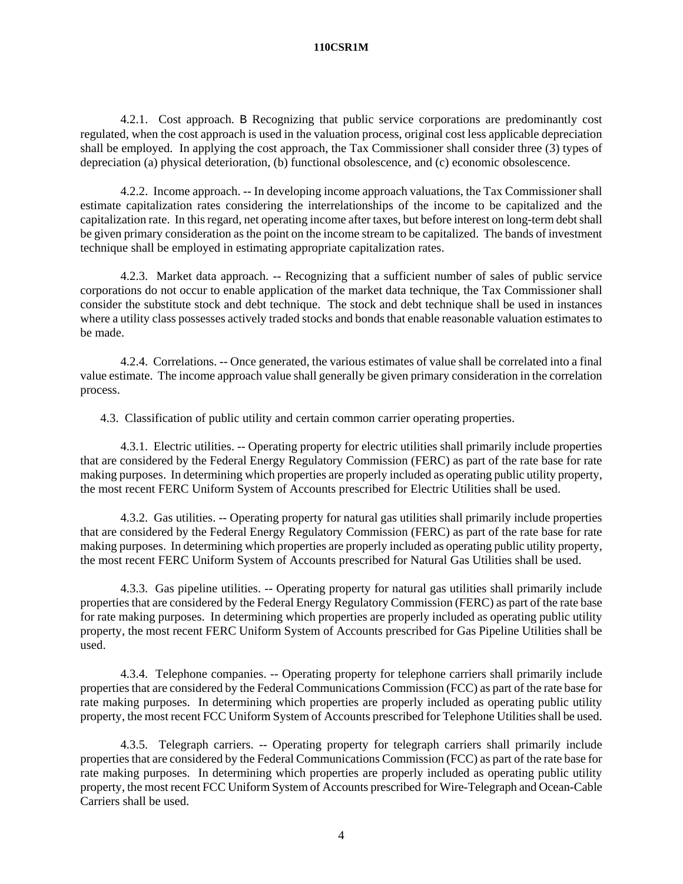4.2.1. Cost approach. B Recognizing that public service corporations are predominantly cost regulated, when the cost approach is used in the valuation process, original cost less applicable depreciation shall be employed. In applying the cost approach, the Tax Commissioner shall consider three (3) types of depreciation (a) physical deterioration, (b) functional obsolescence, and (c) economic obsolescence.

4.2.2. Income approach. -- In developing income approach valuations, the Tax Commissioner shall estimate capitalization rates considering the interrelationships of the income to be capitalized and the capitalization rate. In this regard, net operating income after taxes, but before interest on long-term debt shall be given primary consideration as the point on the income stream to be capitalized. The bands of investment technique shall be employed in estimating appropriate capitalization rates.

4.2.3. Market data approach. -- Recognizing that a sufficient number of sales of public service corporations do not occur to enable application of the market data technique, the Tax Commissioner shall consider the substitute stock and debt technique. The stock and debt technique shall be used in instances where a utility class possesses actively traded stocks and bonds that enable reasonable valuation estimates to be made.

4.2.4. Correlations. -- Once generated, the various estimates of value shall be correlated into a final value estimate. The income approach value shall generally be given primary consideration in the correlation process.

4.3. Classification of public utility and certain common carrier operating properties.

4.3.1. Electric utilities. -- Operating property for electric utilities shall primarily include properties that are considered by the Federal Energy Regulatory Commission (FERC) as part of the rate base for rate making purposes. In determining which properties are properly included as operating public utility property, the most recent FERC Uniform System of Accounts prescribed for Electric Utilities shall be used.

4.3.2. Gas utilities. -- Operating property for natural gas utilities shall primarily include properties that are considered by the Federal Energy Regulatory Commission (FERC) as part of the rate base for rate making purposes. In determining which properties are properly included as operating public utility property, the most recent FERC Uniform System of Accounts prescribed for Natural Gas Utilities shall be used.

4.3.3. Gas pipeline utilities. -- Operating property for natural gas utilities shall primarily include properties that are considered by the Federal Energy Regulatory Commission (FERC) as part of the rate base for rate making purposes. In determining which properties are properly included as operating public utility property, the most recent FERC Uniform System of Accounts prescribed for Gas Pipeline Utilities shall be used.

4.3.4. Telephone companies. -- Operating property for telephone carriers shall primarily include properties that are considered by the Federal Communications Commission (FCC) as part of the rate base for rate making purposes. In determining which properties are properly included as operating public utility property, the most recent FCC Uniform System of Accounts prescribed for Telephone Utilities shall be used.

4.3.5. Telegraph carriers. -- Operating property for telegraph carriers shall primarily include properties that are considered by the Federal Communications Commission (FCC) as part of the rate base for rate making purposes. In determining which properties are properly included as operating public utility property, the most recent FCC Uniform System of Accounts prescribed for Wire-Telegraph and Ocean-Cable Carriers shall be used.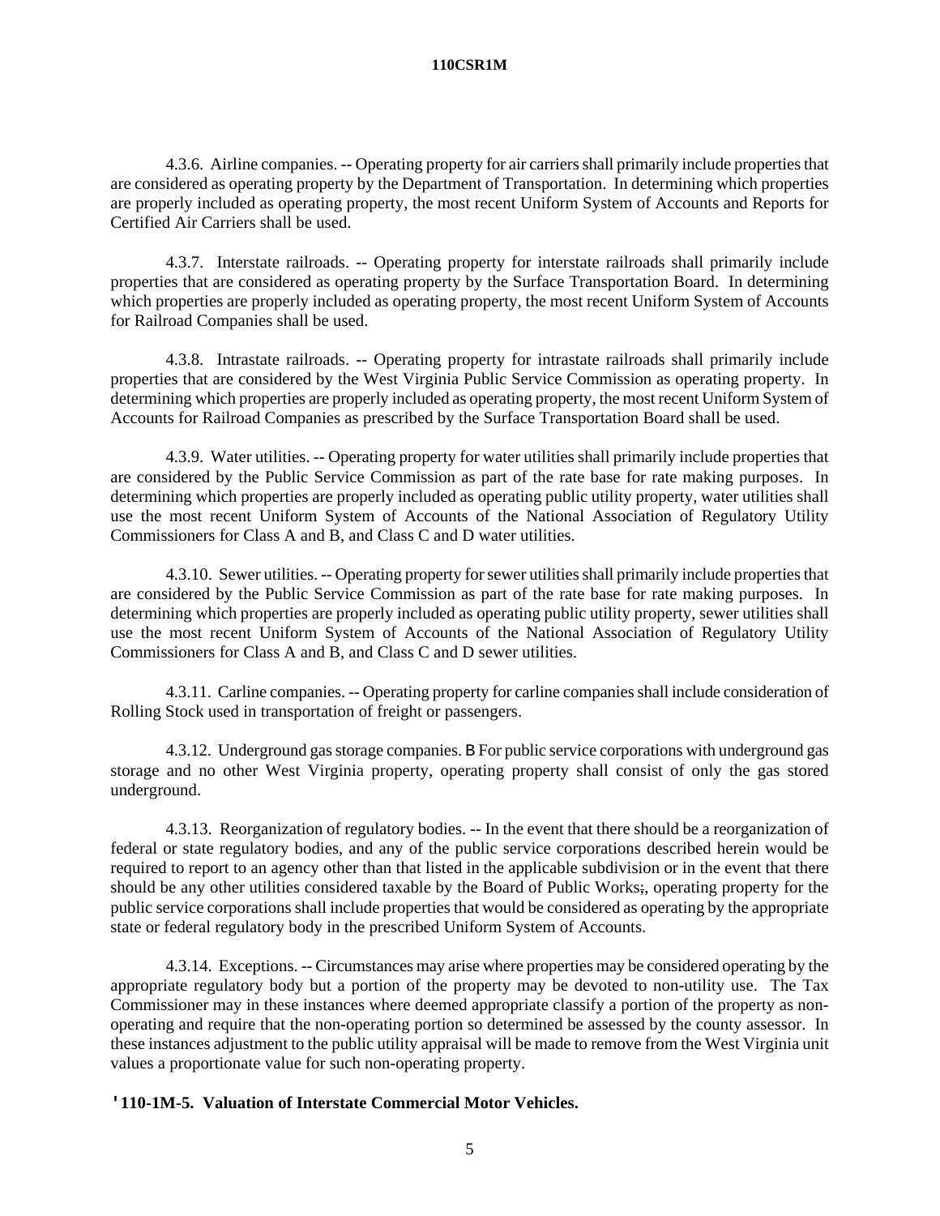4.3.6. Airline companies. -- Operating property for air carriers shall primarily include properties that are considered as operating property by the Department of Transportation. In determining which properties are properly included as operating property, the most recent Uniform System of Accounts and Reports for Certified Air Carriers shall be used.

4.3.7. Interstate railroads. -- Operating property for interstate railroads shall primarily include properties that are considered as operating property by the Surface Transportation Board. In determining which properties are properly included as operating property, the most recent Uniform System of Accounts for Railroad Companies shall be used.

4.3.8. Intrastate railroads. -- Operating property for intrastate railroads shall primarily include properties that are considered by the West Virginia Public Service Commission as operating property. In determining which properties are properly included as operating property, the most recent Uniform System of Accounts for Railroad Companies as prescribed by the Surface Transportation Board shall be used.

4.3.9. Water utilities. -- Operating property for water utilities shall primarily include properties that are considered by the Public Service Commission as part of the rate base for rate making purposes. In determining which properties are properly included as operating public utility property, water utilities shall use the most recent Uniform System of Accounts of the National Association of Regulatory Utility Commissioners for Class A and B, and Class C and D water utilities.

4.3.10. Sewer utilities. -- Operating property for sewer utilities shall primarily include properties that are considered by the Public Service Commission as part of the rate base for rate making purposes. In determining which properties are properly included as operating public utility property, sewer utilities shall use the most recent Uniform System of Accounts of the National Association of Regulatory Utility Commissioners for Class A and B, and Class C and D sewer utilities.

4.3.11. Carline companies. -- Operating property for carline companies shall include consideration of Rolling Stock used in transportation of freight or passengers.

4.3.12. Underground gas storage companies. B For public service corporations with underground gas storage and no other West Virginia property, operating property shall consist of only the gas stored underground.

4.3.13. Reorganization of regulatory bodies. -- In the event that there should be a reorganization of federal or state regulatory bodies, and any of the public service corporations described herein would be required to report to an agency other than that listed in the applicable subdivision or in the event that there should be any other utilities considered taxable by the Board of Public Works;, operating property for the public service corporations shall include properties that would be considered as operating by the appropriate state or federal regulatory body in the prescribed Uniform System of Accounts.

4.3.14. Exceptions. -- Circumstances may arise where properties may be considered operating by the appropriate regulatory body but a portion of the property may be devoted to non-utility use. The Tax Commissioner may in these instances where deemed appropriate classify a portion of the property as non-operating and require that the non-operating portion so determined be assessed by the county assessor. In these instances adjustment to the public utility appraisal will be made to remove from the West Virginia unit values a proportionate value for such non-operating property.

**'110-1M-5. Valuation of Interstate Commercial Motor Vehicles.**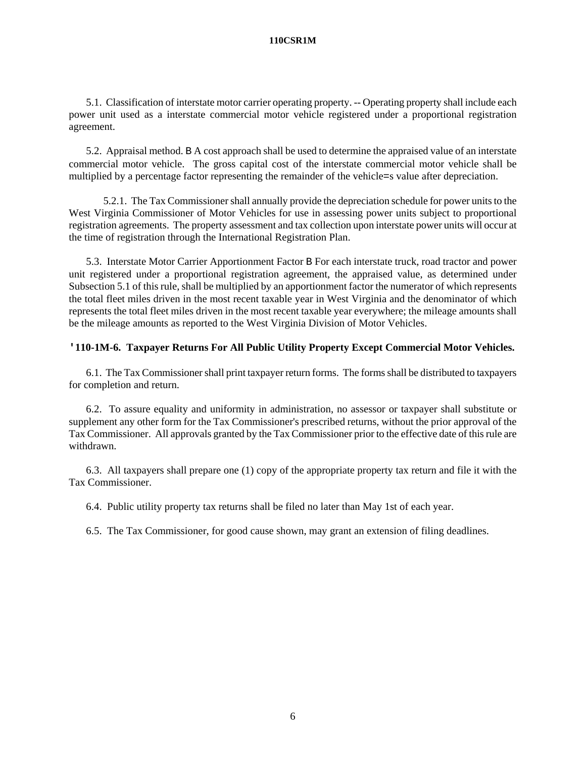5.1. Classification of interstate motor carrier operating property. -- Operating property shall include each power unit used as a interstate commercial motor vehicle registered under a proportional registration agreement.

5.2. Appraisal method. B A cost approach shall be used to determine the appraised value of an interstate commercial motor vehicle. The gross capital cost of the interstate commercial motor vehicle shall be multiplied by a percentage factor representing the remainder of the vehicle=s value after depreciation.

5.2.1. The Tax Commissioner shall annually provide the depreciation schedule for power units to the West Virginia Commissioner of Motor Vehicles for use in assessing power units subject to proportional registration agreements. The property assessment and tax collection upon interstate power units will occur at the time of registration through the International Registration Plan.

5.3. Interstate Motor Carrier Apportionment Factor B For each interstate truck, road tractor and power unit registered under a proportional registration agreement, the appraised value, as determined under Subsection 5.1 of this rule, shall be multiplied by an apportionment factor the numerator of which represents the total fleet miles driven in the most recent taxable year in West Virginia and the denominator of which represents the total fleet miles driven in the most recent taxable year everywhere; the mileage amounts shall be the mileage amounts as reported to the West Virginia Division of Motor Vehicles.

**'110-1M-6. Taxpayer Returns For All Public Utility Property Except Commercial Motor Vehicles.**

6.1. The Tax Commissioner shall print taxpayer return forms. The forms shall be distributed to taxpayers for completion and return.

6.2. To assure equality and uniformity in administration, no assessor or taxpayer shall substitute or supplement any other form for the Tax Commissioner's prescribed returns, without the prior approval of the Tax Commissioner. All approvals granted by the Tax Commissioner prior to the effective date of this rule are withdrawn.

6.3. All taxpayers shall prepare one (1) copy of the appropriate property tax return and file it with the Tax Commissioner.

6.4. Public utility property tax returns shall be filed no later than May 1st of each year.

6.5. The Tax Commissioner, for good cause shown, may grant an extension of filing deadlines.